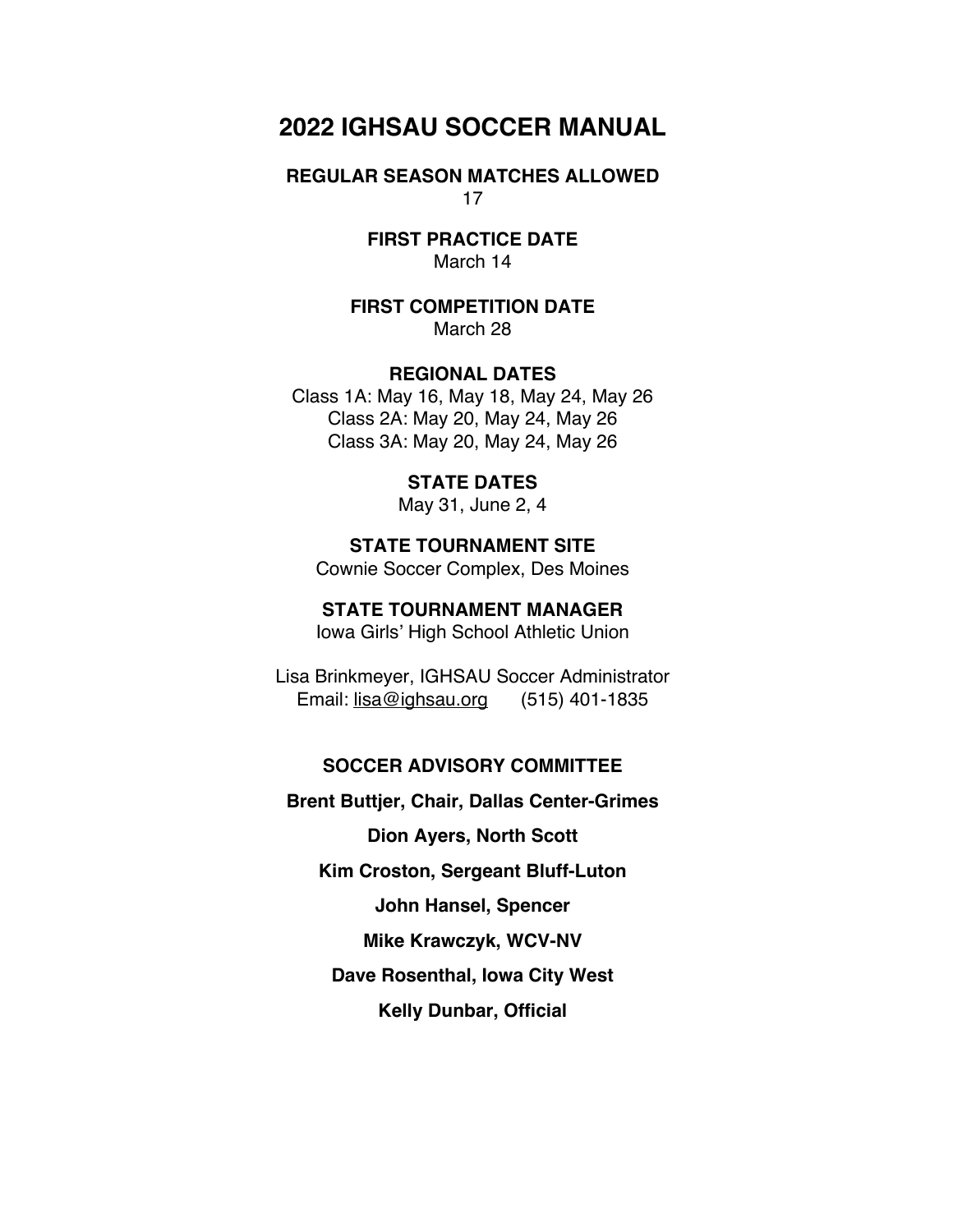# 2022 IGHSAU SOCCER MANUAL

**REGULAR SEASON MATCHES ALLOWED**

17

**FIRST PRACTICE DATE**

March 14

**FIRST COMPETITION DATE**

March 28

**REGIONAL DATES**

Class 1A: May 16, May 18, May 24, May 26

Class 2A: May 20, May 24, May 26

Class 3A: May 20, May 24, May 26

**STATE DATES**

May 31, June 2, 4

**STATE TOURNAMENT SITE**

Cownie Soccer Complex, Des Moines

**STATE TOURNAMENT MANAGER**

Iowa Girls' High School Athletic Union

Lisa Brinkmeyer, IGHSAU Soccer Administrator

Email: lisa@ighsau.org (515) 401-1835

**SOCCER ADVISORY COMMITTEE**

**Brent Buttjer, Chair, Dallas Center-Grimes**

**Dion Ayers, North Scott**

**Kim Croston, Sergeant Bluff-Luton**

**John Hansel, Spencer**

**Mike Krawczyk, WCV-NV**

**Dave Rosenthal, Iowa City West**

**Kelly Dunbar, Official**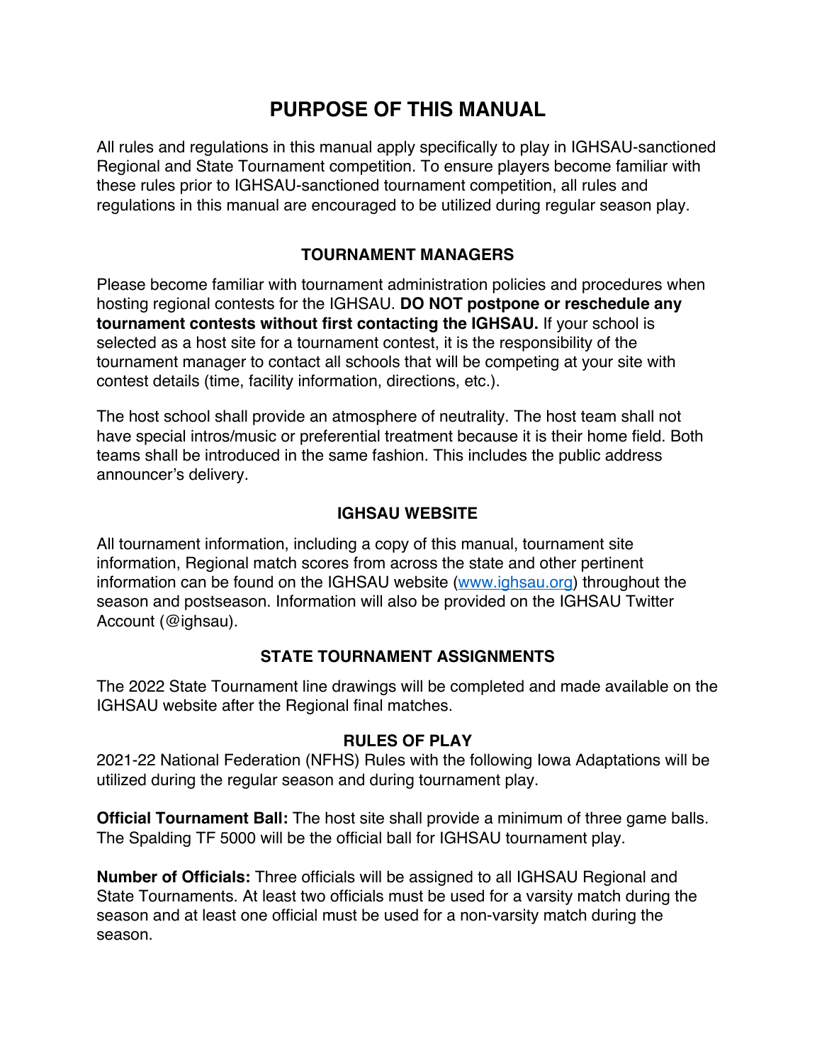# PURPOSE OF THIS MANUAL

All rules and regulations in this manual apply specifically to play in IGHSAU-sanctioned Regional and State Tournament competition. To ensure players become familiar with these rules prior to IGHSAU-sanctioned tournament competition, all rules and regulations in this manual are encouraged to be utilized during regular season play.

### TOURNAMENT MANAGERS

Please become familiar with tournament administration policies and procedures when hosting regional contests for the IGHSAU. **DO NOT postpone or reschedule any tournament contests without first contacting the IGHSAU.** If your school is selected as a host site for a tournament contest, it is the responsibility of the tournament manager to contact all schools that will be competing at your site with contest details (time, facility information, directions, etc.).

The host school shall provide an atmosphere of neutrality. The host team shall not have special intros/music or preferential treatment because it is their home field. Both teams shall be introduced in the same fashion. This includes the public address announcer's delivery.

### IGHSAU WEBSITE

All tournament information, including a copy of this manual, tournament site information, Regional match scores from across the state and other pertinent information can be found on the IGHSAU website ([www.ighsau.org](http://www.ighsau.org)) throughout the season and postseason. Information will also be provided on the IGHSAU Twitter Account (@ighsau).

### STATE TOURNAMENT ASSIGNMENTS

The 2022 State Tournament line drawings will be completed and made available on the IGHSAU website after the Regional final matches.

### RULES OF PLAY

2021-22 National Federation (NFHS) Rules with the following Iowa Adaptations will be utilized during the regular season and during tournament play.

**Official Tournament Ball:** The host site shall provide a minimum of three game balls. The Spalding TF 5000 will be the official ball for IGHSAU tournament play.

**Number of Officials:** Three officials will be assigned to all IGHSAU Regional and State Tournaments. At least two officials must be used for a varsity match during the season and at least one official must be used for a non-varsity match during the season.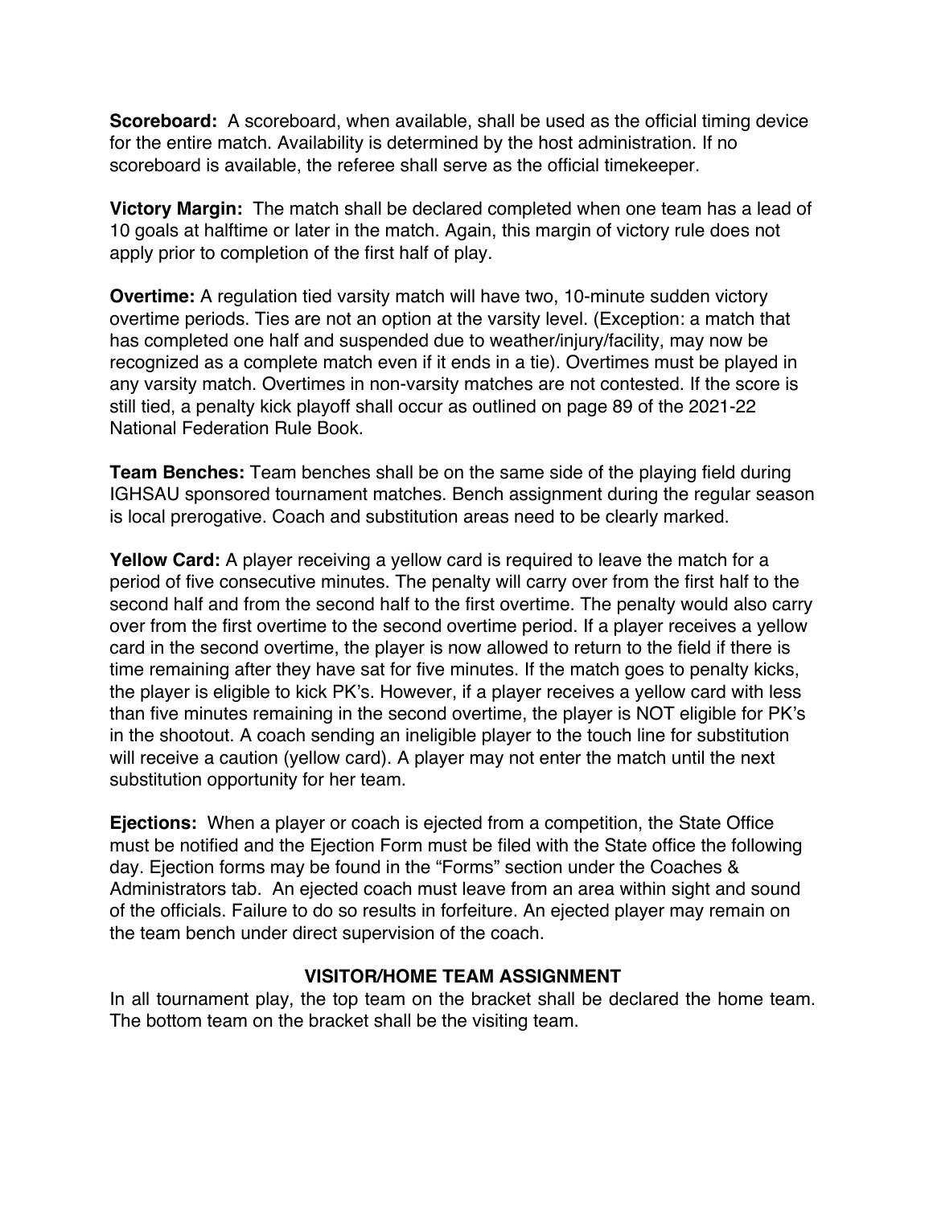**Scoreboard:** A scoreboard, when available, shall be used as the official timing device for the entire match. Availability is determined by the host administration. If no scoreboard is available, the referee shall serve as the official timekeeper.

**Victory Margin:** The match shall be declared completed when one team has a lead of 10 goals at halftime or later in the match. Again, this margin of victory rule does not apply prior to completion of the first half of play.

**Overtime:** A regulation tied varsity match will have two, 10-minute sudden victory overtime periods. Ties are not an option at the varsity level. (Exception: a match that has completed one half and suspended due to weather/injury/facility, may now be recognized as a complete match even if it ends in a tie). Overtimes must be played in any varsity match. Overtimes in non-varsity matches are not contested. If the score is still tied, a penalty kick playoff shall occur as outlined on page 89 of the 2021-22 National Federation Rule Book.

**Team Benches:** Team benches shall be on the same side of the playing field during IGHSAU sponsored tournament matches. Bench assignment during the regular season is local prerogative. Coach and substitution areas need to be clearly marked.

**Yellow Card:** A player receiving a yellow card is required to leave the match for a period of five consecutive minutes. The penalty will carry over from the first half to the second half and from the second half to the first overtime. The penalty would also carry over from the first overtime to the second overtime period. If a player receives a yellow card in the second overtime, the player is now allowed to return to the field if there is time remaining after they have sat for five minutes. If the match goes to penalty kicks, the player is eligible to kick PK's. However, if a player receives a yellow card with less than five minutes remaining in the second overtime, the player is NOT eligible for PK's in the shootout. A coach sending an ineligible player to the touch line for substitution will receive a caution (yellow card). A player may not enter the match until the next substitution opportunity for her team.

**Ejections:** When a player or coach is ejected from a competition, the State Office must be notified and the Ejection Form must be filed with the State office the following day. Ejection forms may be found in the "Forms" section under the Coaches & Administrators tab. An ejected coach must leave from an area within sight and sound of the officials. Failure to do so results in forfeiture. An ejected player may remain on the team bench under direct supervision of the coach.

## VISITOR/HOME TEAM ASSIGNMENT

In all tournament play, the top team on the bracket shall be declared the home team. The bottom team on the bracket shall be the visiting team.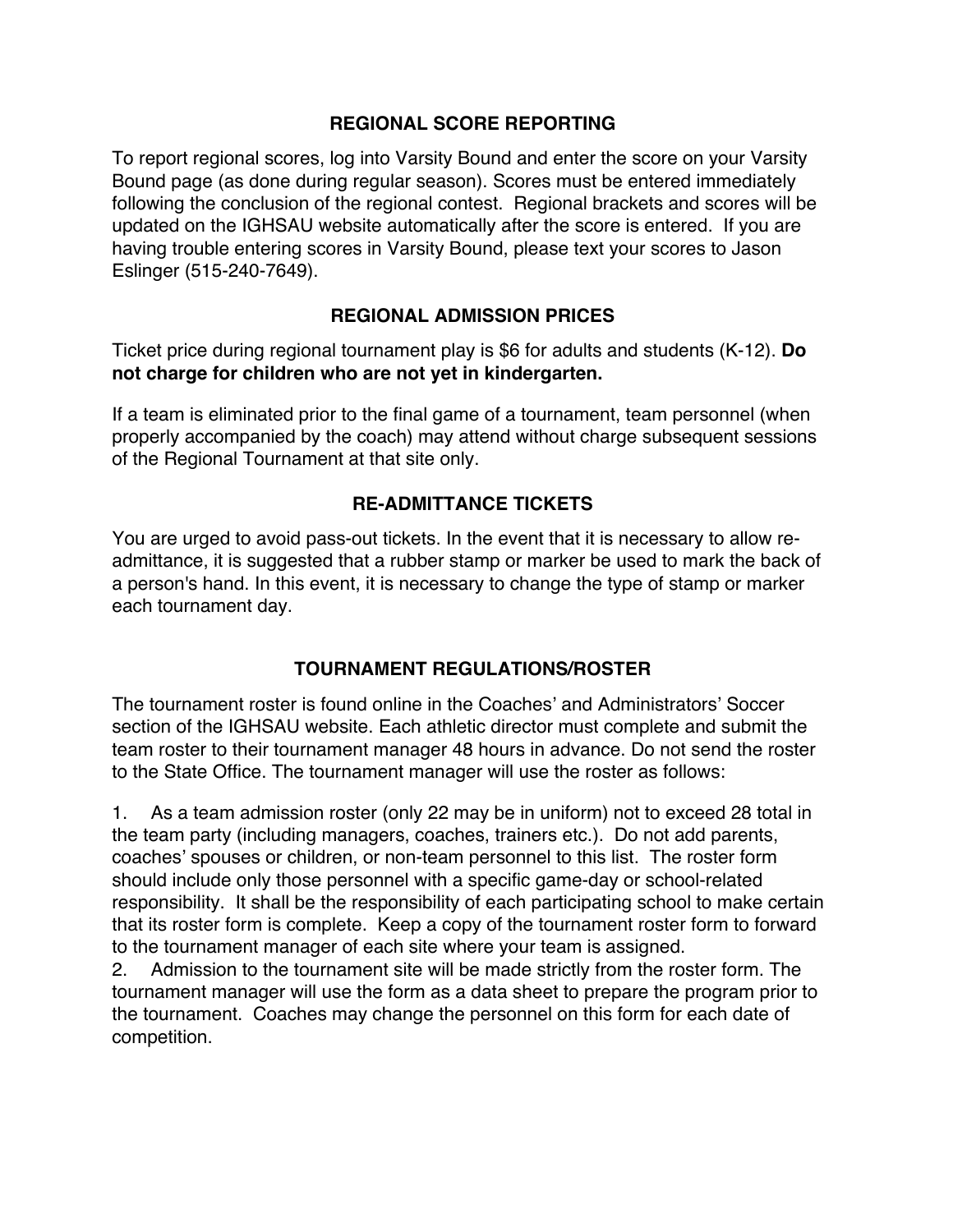## REGIONAL SCORE REPORTING

To report regional scores, log into Varsity Bound and enter the score on your Varsity Bound page (as done during regular season). Scores must be entered immediately following the conclusion of the regional contest. Regional brackets and scores will be updated on the IGHSAU website automatically after the score is entered. If you are having trouble entering scores in Varsity Bound, please text your scores to Jason Eslinger (515-240-7649).

## REGIONAL ADMISSION PRICES

Ticket price during regional tournament play is $6 for adults and students (K-12). **Do not charge for children who are not yet in kindergarten.**

If a team is eliminated prior to the final game of a tournament, team personnel (when properly accompanied by the coach) may attend without charge subsequent sessions of the Regional Tournament at that site only.

## RE-ADMITTANCE TICKETS

You are urged to avoid pass-out tickets. In the event that it is necessary to allow re-admittance, it is suggested that a rubber stamp or marker be used to mark the back of a person's hand. In this event, it is necessary to change the type of stamp or marker each tournament day.

## TOURNAMENT REGULATIONS/ROSTER

The tournament roster is found online in the Coaches' and Administrators' Soccer section of the IGHSAU website. Each athletic director must complete and submit the team roster to their tournament manager 48 hours in advance. Do not send the roster to the State Office. The tournament manager will use the roster as follows:

1. As a team admission roster (only 22 may be in uniform) not to exceed 28 total in the team party (including managers, coaches, trainers etc.). Do not add parents, coaches' spouses or children, or non-team personnel to this list. The roster form should include only those personnel with a specific game-day or school-related responsibility. It shall be the responsibility of each participating school to make certain that its roster form is complete. Keep a copy of the tournament roster form to forward to the tournament manager of each site where your team is assigned.
2. Admission to the tournament site will be made strictly from the roster form. The tournament manager will use the form as a data sheet to prepare the program prior to the tournament. Coaches may change the personnel on this form for each date of competition.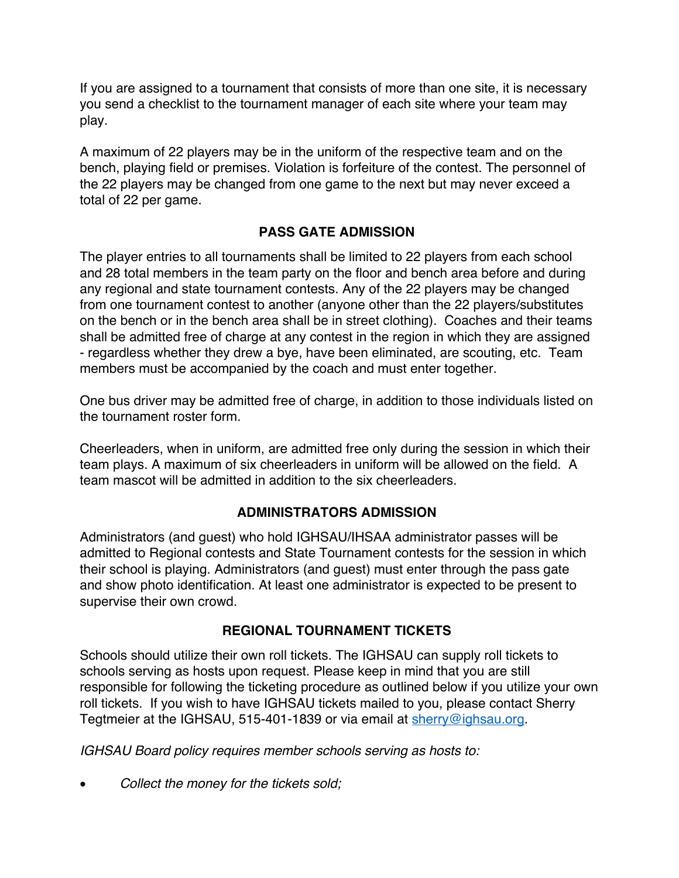If you are assigned to a tournament that consists of more than one site, it is necessary you send a checklist to the tournament manager of each site where your team may play.

A maximum of 22 players may be in the uniform of the respective team and on the bench, playing field or premises. Violation is forfeiture of the contest. The personnel of the 22 players may be changed from one game to the next but may never exceed a total of 22 per game.

## PASS GATE ADMISSION

The player entries to all tournaments shall be limited to 22 players from each school and 28 total members in the team party on the floor and bench area before and during any regional and state tournament contests. Any of the 22 players may be changed from one tournament contest to another (anyone other than the 22 players/substitutes on the bench or in the bench area shall be in street clothing). Coaches and their teams shall be admitted free of charge at any contest in the region in which they are assigned - regardless whether they drew a bye, have been eliminated, are scouting, etc. Team members must be accompanied by the coach and must enter together.

One bus driver may be admitted free of charge, in addition to those individuals listed on the tournament roster form.

Cheerleaders, when in uniform, are admitted free only during the session in which their team plays. A maximum of six cheerleaders in uniform will be allowed on the field. A team mascot will be admitted in addition to the six cheerleaders.

## ADMINISTRATORS ADMISSION

Administrators (and guest) who hold IGHSAU/IHSAA administrator passes will be admitted to Regional contests and State Tournament contests for the session in which their school is playing. Administrators (and guest) must enter through the pass gate and show photo identification. At least one administrator is expected to be present to supervise their own crowd.

## REGIONAL TOURNAMENT TICKETS

Schools should utilize their own roll tickets. The IGHSAU can supply roll tickets to schools serving as hosts upon request. Please keep in mind that you are still responsible for following the ticketing procedure as outlined below if you utilize your own roll tickets. If you wish to have IGHSAU tickets mailed to you, please contact Sherry Tegtmeier at the IGHSAU, 515-401-1839 or via email at sherry@ighsau.org.

*IGHSAU Board policy requires member schools serving as hosts to:*

- *Collect the money for the tickets sold;*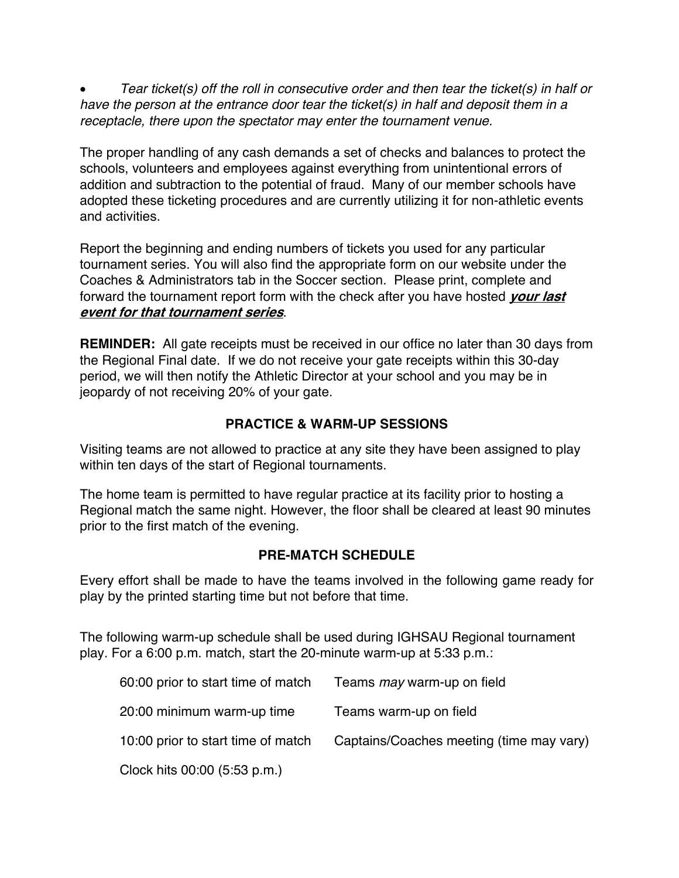- *Tear ticket(s) off the roll in consecutive order and then tear the ticket(s) in half or have the person at the entrance door tear the ticket(s) in half and deposit them in a receptacle, there upon the spectator may enter the tournament venue.*

The proper handling of any cash demands a set of checks and balances to protect the schools, volunteers and employees against everything from unintentional errors of addition and subtraction to the potential of fraud. Many of our member schools have adopted these ticketing procedures and are currently utilizing it for non-athletic events and activities.

Report the beginning and ending numbers of tickets you used for any particular tournament series. You will also find the appropriate form on our website under the Coaches & Administrators tab in the Soccer section. Please print, complete and forward the tournament report form with the check after you have hosted ***your last event for that tournament series***.

**REMINDER:** All gate receipts must be received in our office no later than 30 days from the Regional Final date. If we do not receive your gate receipts within this 30-day period, we will then notify the Athletic Director at your school and you may be in jeopardy of not receiving 20% of your gate.

## PRACTICE & WARM-UP SESSIONS

Visiting teams are not allowed to practice at any site they have been assigned to play within ten days of the start of Regional tournaments.

The home team is permitted to have regular practice at its facility prior to hosting a Regional match the same night. However, the floor shall be cleared at least 90 minutes prior to the first match of the evening.

## PRE-MATCH SCHEDULE

Every effort shall be made to have the teams involved in the following game ready for play by the printed starting time but not before that time.

The following warm-up schedule shall be used during IGHSAU Regional tournament play. For a 6:00 p.m. match, start the 20-minute warm-up at 5:33 p.m.:

| | |
|---|---|
| 60:00 prior to start time of match | Teams *may* warm-up on field |
| 20:00 minimum warm-up time | Teams warm-up on field |
| 10:00 prior to start time of match | Captains/Coaches meeting (time may vary) |
| Clock hits 00:00 (5:53 p.m.) | |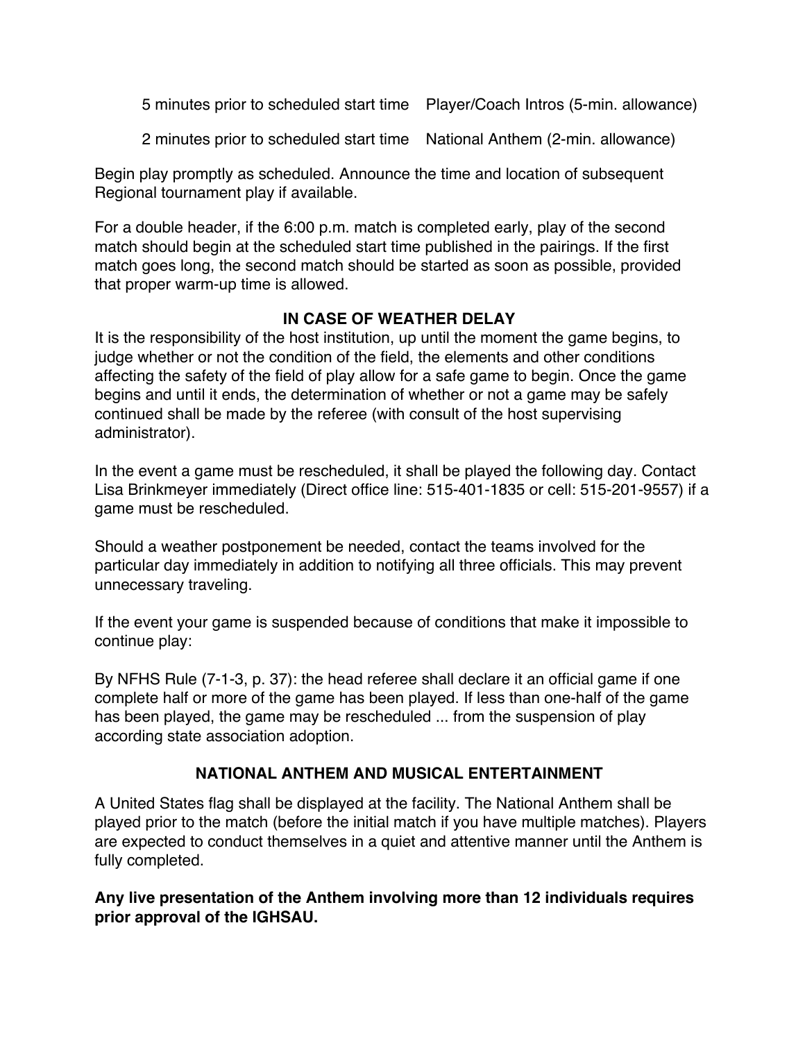| | |
|---|---|
| 5 minutes prior to scheduled start time | Player/Coach Intros (5-min. allowance) |
| 2 minutes prior to scheduled start time | National Anthem (2-min. allowance) |

Begin play promptly as scheduled. Announce the time and location of subsequent Regional tournament play if available.

For a double header, if the 6:00 p.m. match is completed early, play of the second match should begin at the scheduled start time published in the pairings. If the first match goes long, the second match should be started as soon as possible, provided that proper warm-up time is allowed.

## IN CASE OF WEATHER DELAY

It is the responsibility of the host institution, up until the moment the game begins, to judge whether or not the condition of the field, the elements and other conditions affecting the safety of the field of play allow for a safe game to begin. Once the game begins and until it ends, the determination of whether or not a game may be safely continued shall be made by the referee (with consult of the host supervising administrator).

In the event a game must be rescheduled, it shall be played the following day. Contact Lisa Brinkmeyer immediately (Direct office line: 515-401-1835 or cell: 515-201-9557) if a game must be rescheduled.

Should a weather postponement be needed, contact the teams involved for the particular day immediately in addition to notifying all three officials. This may prevent unnecessary traveling.

If the event your game is suspended because of conditions that make it impossible to continue play:

By NFHS Rule (7-1-3, p. 37): the head referee shall declare it an official game if one complete half or more of the game has been played. If less than one-half of the game has been played, the game may be rescheduled ... from the suspension of play according state association adoption.

## NATIONAL ANTHEM AND MUSICAL ENTERTAINMENT

A United States flag shall be displayed at the facility. The National Anthem shall be played prior to the match (before the initial match if you have multiple matches). Players are expected to conduct themselves in a quiet and attentive manner until the Anthem is fully completed.

**Any live presentation of the Anthem involving more than 12 individuals requires prior approval of the IGHSAU.**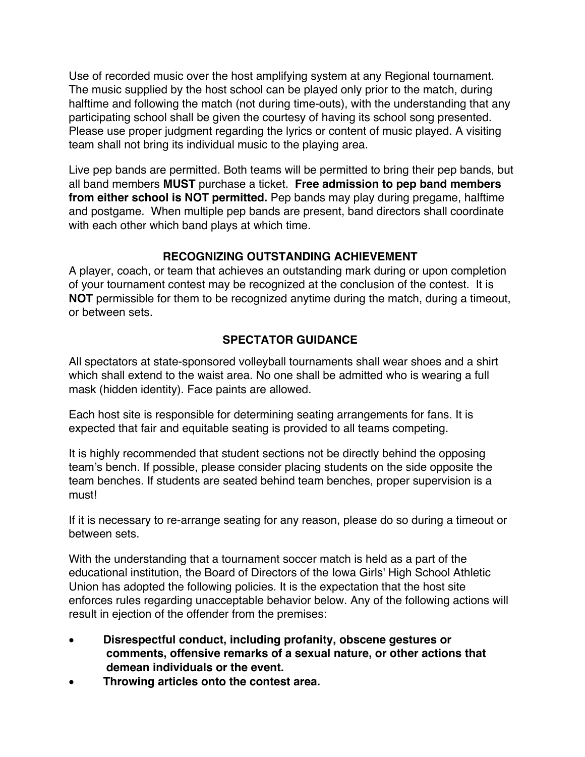Use of recorded music over the host amplifying system at any Regional tournament. The music supplied by the host school can be played only prior to the match, during halftime and following the match (not during time-outs), with the understanding that any participating school shall be given the courtesy of having its school song presented. Please use proper judgment regarding the lyrics or content of music played. A visiting team shall not bring its individual music to the playing area.

Live pep bands are permitted. Both teams will be permitted to bring their pep bands, but all band members **MUST** purchase a ticket. **Free admission to pep band members from either school is NOT permitted.** Pep bands may play during pregame, halftime and postgame. When multiple pep bands are present, band directors shall coordinate with each other which band plays at which time.

## RECOGNIZING OUTSTANDING ACHIEVEMENT

A player, coach, or team that achieves an outstanding mark during or upon completion of your tournament contest may be recognized at the conclusion of the contest. It is **NOT** permissible for them to be recognized anytime during the match, during a timeout, or between sets.

## SPECTATOR GUIDANCE

All spectators at state-sponsored volleyball tournaments shall wear shoes and a shirt which shall extend to the waist area. No one shall be admitted who is wearing a full mask (hidden identity). Face paints are allowed.

Each host site is responsible for determining seating arrangements for fans. It is expected that fair and equitable seating is provided to all teams competing.

It is highly recommended that student sections not be directly behind the opposing team's bench. If possible, please consider placing students on the side opposite the team benches. If students are seated behind team benches, proper supervision is a must!

If it is necessary to re-arrange seating for any reason, please do so during a timeout or between sets.

With the understanding that a tournament soccer match is held as a part of the educational institution, the Board of Directors of the Iowa Girls' High School Athletic Union has adopted the following policies. It is the expectation that the host site enforces rules regarding unacceptable behavior below. Any of the following actions will result in ejection of the offender from the premises:

- **Disrespectful conduct, including profanity, obscene gestures or comments, offensive remarks of a sexual nature, or other actions that demean individuals or the event.**
- **Throwing articles onto the contest area.**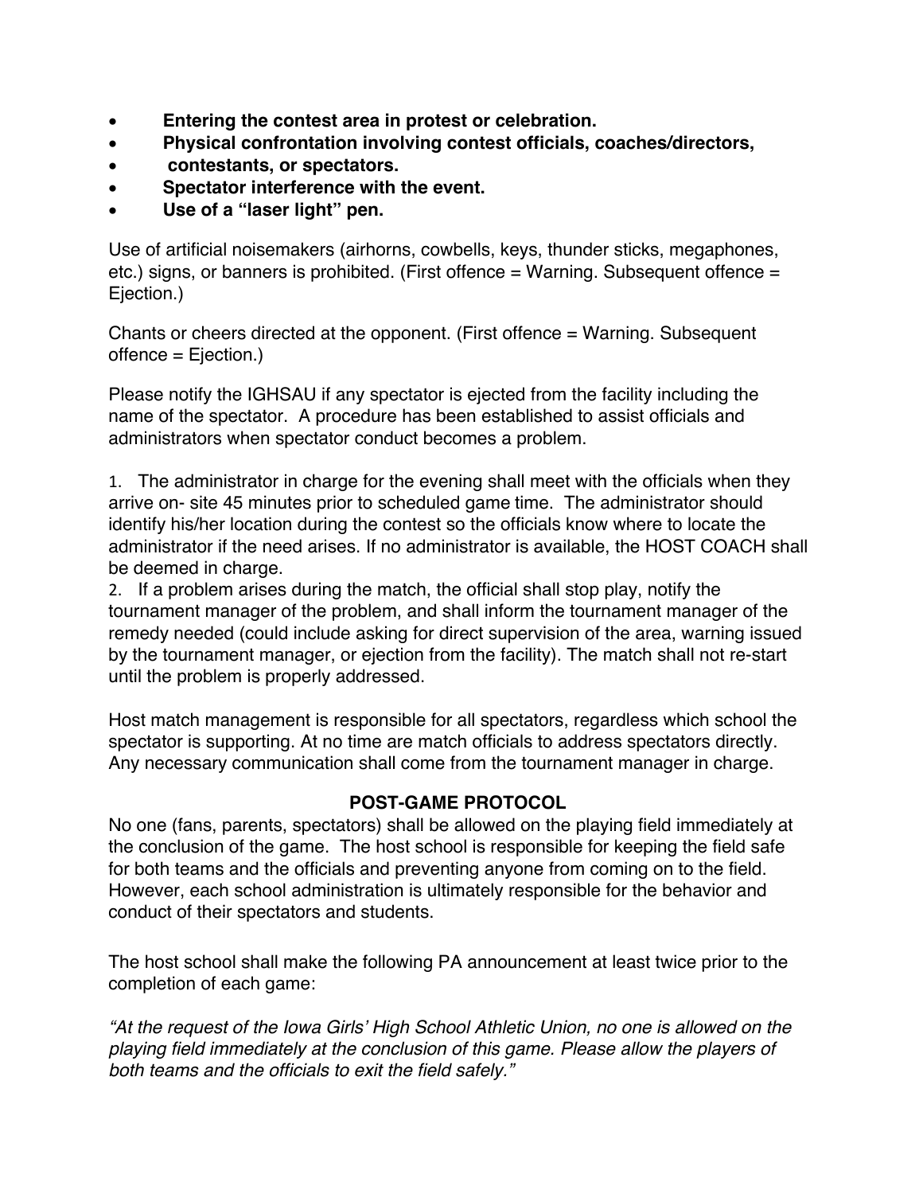- **Entering the contest area in protest or celebration.**
- **Physical confrontation involving contest officials, coaches/directors,**
- **contestants, or spectators.**
- **Spectator interference with the event.**
- **Use of a "laser light" pen.**

Use of artificial noisemakers (airhorns, cowbells, keys, thunder sticks, megaphones, etc.) signs, or banners is prohibited. (First offence = Warning. Subsequent offence = Ejection.)

Chants or cheers directed at the opponent. (First offence = Warning. Subsequent offence = Ejection.)

Please notify the IGHSAU if any spectator is ejected from the facility including the name of the spectator. A procedure has been established to assist officials and administrators when spectator conduct becomes a problem.

1. The administrator in charge for the evening shall meet with the officials when they arrive on- site 45 minutes prior to scheduled game time. The administrator should identify his/her location during the contest so the officials know where to locate the administrator if the need arises. If no administrator is available, the HOST COACH shall be deemed in charge.
2. If a problem arises during the match, the official shall stop play, notify the tournament manager of the problem, and shall inform the tournament manager of the remedy needed (could include asking for direct supervision of the area, warning issued by the tournament manager, or ejection from the facility). The match shall not re-start until the problem is properly addressed.

Host match management is responsible for all spectators, regardless which school the spectator is supporting. At no time are match officials to address spectators directly. Any necessary communication shall come from the tournament manager in charge.

## POST-GAME PROTOCOL

No one (fans, parents, spectators) shall be allowed on the playing field immediately at the conclusion of the game. The host school is responsible for keeping the field safe for both teams and the officials and preventing anyone from coming on to the field. However, each school administration is ultimately responsible for the behavior and conduct of their spectators and students.

The host school shall make the following PA announcement at least twice prior to the completion of each game:

*"At the request of the Iowa Girls' High School Athletic Union, no one is allowed on the playing field immediately at the conclusion of this game. Please allow the players of both teams and the officials to exit the field safely."*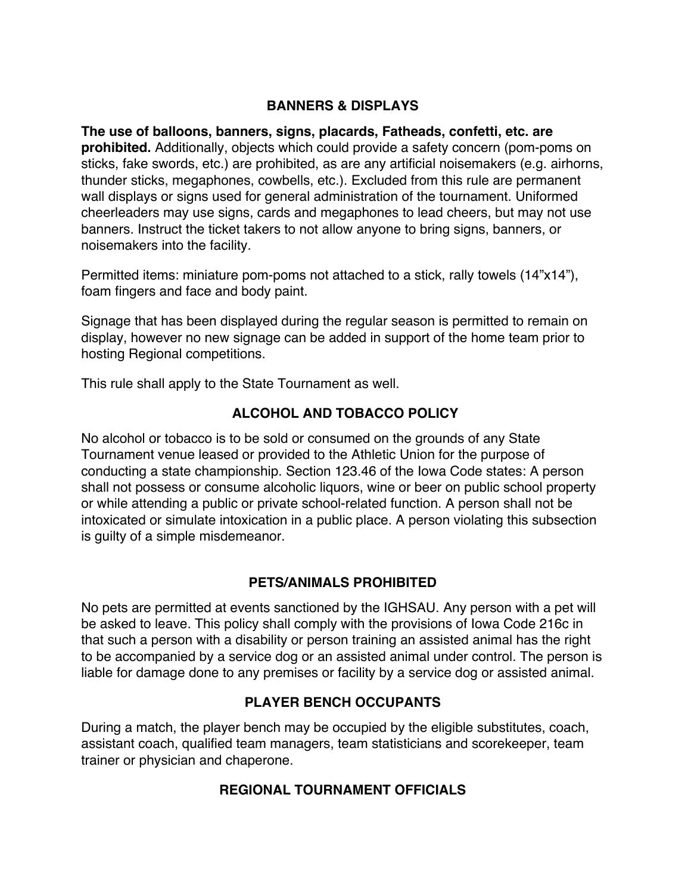## BANNERS & DISPLAYS

**The use of balloons, banners, signs, placards, Fatheads, confetti, etc. are prohibited.** Additionally, objects which could provide a safety concern (pom-poms on sticks, fake swords, etc.) are prohibited, as are any artificial noisemakers (e.g. airhorns, thunder sticks, megaphones, cowbells, etc.). Excluded from this rule are permanent wall displays or signs used for general administration of the tournament. Uniformed cheerleaders may use signs, cards and megaphones to lead cheers, but may not use banners. Instruct the ticket takers to not allow anyone to bring signs, banners, or noisemakers into the facility.

Permitted items: miniature pom-poms not attached to a stick, rally towels (14"x14"), foam fingers and face and body paint.

Signage that has been displayed during the regular season is permitted to remain on display, however no new signage can be added in support of the home team prior to hosting Regional competitions.

This rule shall apply to the State Tournament as well.

## ALCOHOL AND TOBACCO POLICY

No alcohol or tobacco is to be sold or consumed on the grounds of any State Tournament venue leased or provided to the Athletic Union for the purpose of conducting a state championship. Section 123.46 of the Iowa Code states: A person shall not possess or consume alcoholic liquors, wine or beer on public school property or while attending a public or private school-related function. A person shall not be intoxicated or simulate intoxication in a public place. A person violating this subsection is guilty of a simple misdemeanor.

## PETS/ANIMALS PROHIBITED

No pets are permitted at events sanctioned by the IGHSAU. Any person with a pet will be asked to leave. This policy shall comply with the provisions of Iowa Code 216c in that such a person with a disability or person training an assisted animal has the right to be accompanied by a service dog or an assisted animal under control. The person is liable for damage done to any premises or facility by a service dog or assisted animal.

## PLAYER BENCH OCCUPANTS

During a match, the player bench may be occupied by the eligible substitutes, coach, assistant coach, qualified team managers, team statisticians and scorekeeper, team trainer or physician and chaperone.

## REGIONAL TOURNAMENT OFFICIALS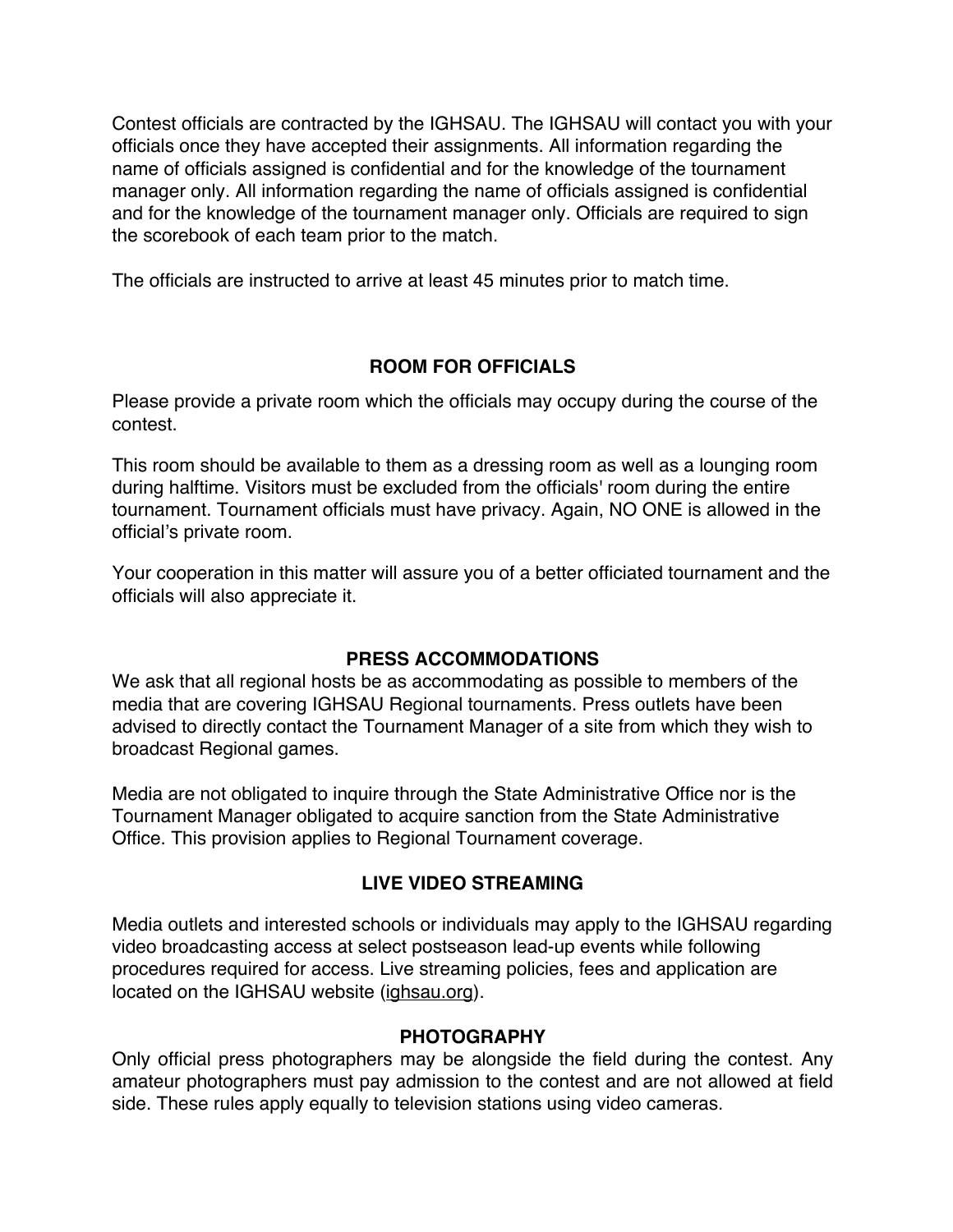Contest officials are contracted by the IGHSAU. The IGHSAU will contact you with your officials once they have accepted their assignments. All information regarding the name of officials assigned is confidential and for the knowledge of the tournament manager only. All information regarding the name of officials assigned is confidential and for the knowledge of the tournament manager only. Officials are required to sign the scorebook of each team prior to the match.

The officials are instructed to arrive at least 45 minutes prior to match time.

## ROOM FOR OFFICIALS

Please provide a private room which the officials may occupy during the course of the contest.

This room should be available to them as a dressing room as well as a lounging room during halftime. Visitors must be excluded from the officials' room during the entire tournament. Tournament officials must have privacy. Again, NO ONE is allowed in the official's private room.

Your cooperation in this matter will assure you of a better officiated tournament and the officials will also appreciate it.

## PRESS ACCOMMODATIONS

We ask that all regional hosts be as accommodating as possible to members of the media that are covering IGHSAU Regional tournaments. Press outlets have been advised to directly contact the Tournament Manager of a site from which they wish to broadcast Regional games.

Media are not obligated to inquire through the State Administrative Office nor is the Tournament Manager obligated to acquire sanction from the State Administrative Office. This provision applies to Regional Tournament coverage.

## LIVE VIDEO STREAMING

Media outlets and interested schools or individuals may apply to the IGHSAU regarding video broadcasting access at select postseason lead-up events while following procedures required for access. Live streaming policies, fees and application are located on the IGHSAU website (ighsau.org).

## PHOTOGRAPHY

Only official press photographers may be alongside the field during the contest. Any amateur photographers must pay admission to the contest and are not allowed at field side. These rules apply equally to television stations using video cameras.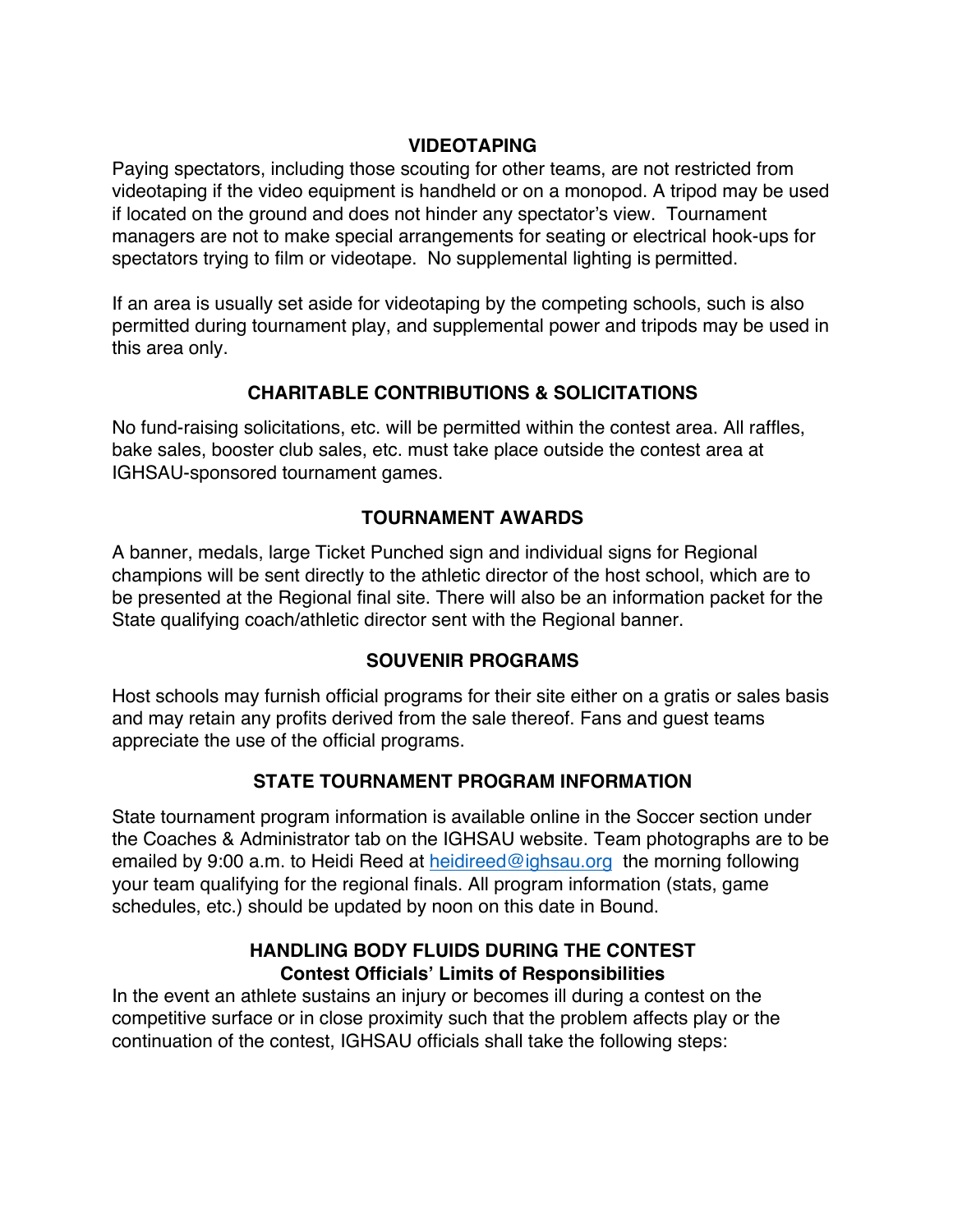## VIDEOTAPING

Paying spectators, including those scouting for other teams, are not restricted from videotaping if the video equipment is handheld or on a monopod. A tripod may be used if located on the ground and does not hinder any spectator's view. Tournament managers are not to make special arrangements for seating or electrical hook-ups for spectators trying to film or videotape. No supplemental lighting is permitted.

If an area is usually set aside for videotaping by the competing schools, such is also permitted during tournament play, and supplemental power and tripods may be used in this area only.

## CHARITABLE CONTRIBUTIONS & SOLICITATIONS

No fund-raising solicitations, etc. will be permitted within the contest area. All raffles, bake sales, booster club sales, etc. must take place outside the contest area at IGHSAU-sponsored tournament games.

## TOURNAMENT AWARDS

A banner, medals, large Ticket Punched sign and individual signs for Regional champions will be sent directly to the athletic director of the host school, which are to be presented at the Regional final site. There will also be an information packet for the State qualifying coach/athletic director sent with the Regional banner.

## SOUVENIR PROGRAMS

Host schools may furnish official programs for their site either on a gratis or sales basis and may retain any profits derived from the sale thereof. Fans and guest teams appreciate the use of the official programs.

## STATE TOURNAMENT PROGRAM INFORMATION

State tournament program information is available online in the Soccer section under the Coaches & Administrator tab on the IGHSAU website. Team photographs are to be emailed by 9:00 a.m. to Heidi Reed at [heidireed@ighsau.org](mailto:heidireed@ighsau.org) the morning following your team qualifying for the regional finals. All program information (stats, game schedules, etc.) should be updated by noon on this date in Bound.

## HANDLING BODY FLUIDS DURING THE CONTEST

### Contest Officials' Limits of Responsibilities

In the event an athlete sustains an injury or becomes ill during a contest on the competitive surface or in close proximity such that the problem affects play or the continuation of the contest, IGHSAU officials shall take the following steps: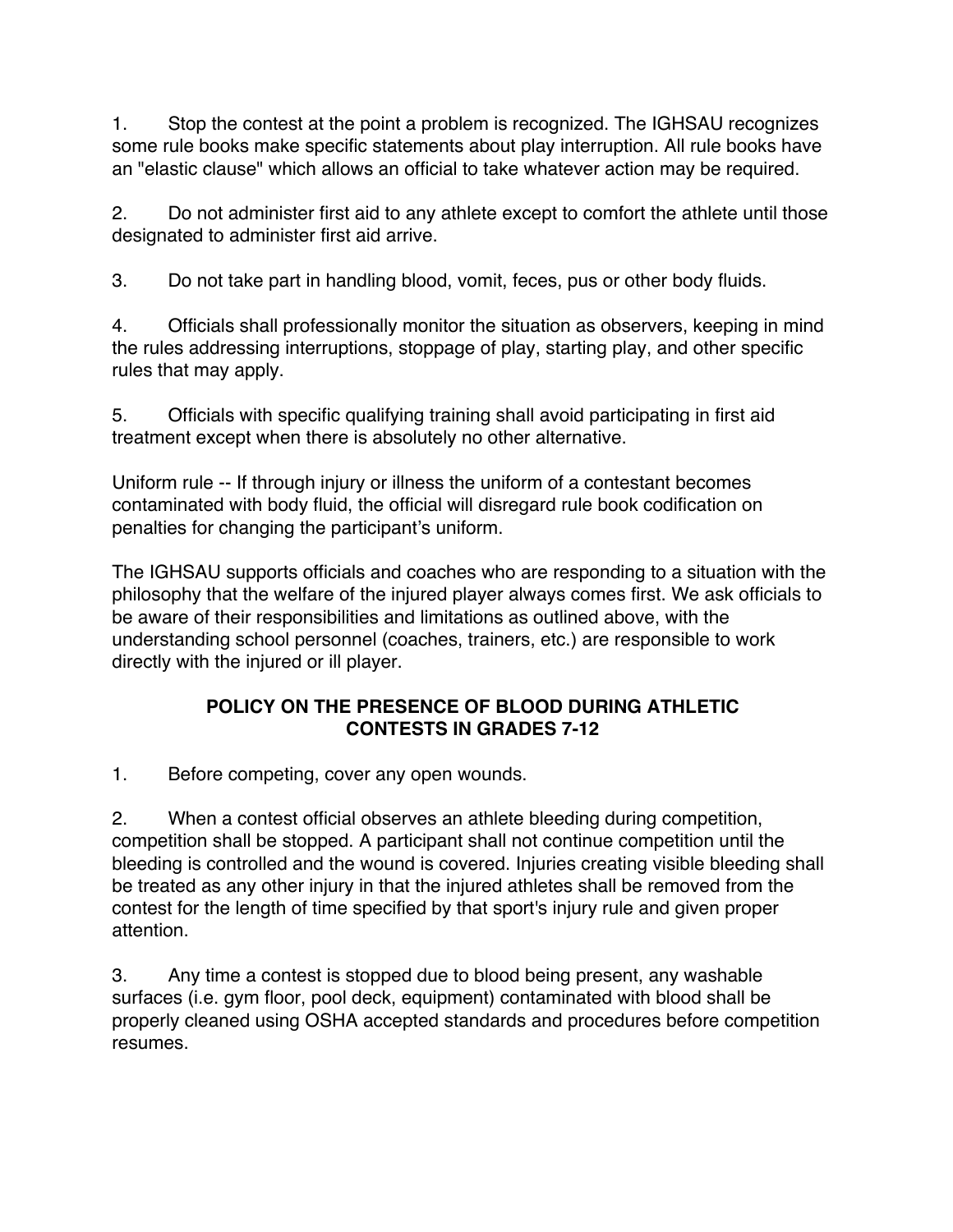1. Stop the contest at the point a problem is recognized. The IGHSAU recognizes some rule books make specific statements about play interruption. All rule books have an "elastic clause" which allows an official to take whatever action may be required.

2. Do not administer first aid to any athlete except to comfort the athlete until those designated to administer first aid arrive.

3. Do not take part in handling blood, vomit, feces, pus or other body fluids.

4. Officials shall professionally monitor the situation as observers, keeping in mind the rules addressing interruptions, stoppage of play, starting play, and other specific rules that may apply.

5. Officials with specific qualifying training shall avoid participating in first aid treatment except when there is absolutely no other alternative.

Uniform rule -- If through injury or illness the uniform of a contestant becomes contaminated with body fluid, the official will disregard rule book codification on penalties for changing the participant's uniform.

The IGHSAU supports officials and coaches who are responding to a situation with the philosophy that the welfare of the injured player always comes first. We ask officials to be aware of their responsibilities and limitations as outlined above, with the understanding school personnel (coaches, trainers, etc.) are responsible to work directly with the injured or ill player.

**POLICY ON THE PRESENCE OF BLOOD DURING ATHLETIC CONTESTS IN GRADES 7-12**

1. Before competing, cover any open wounds.

2. When a contest official observes an athlete bleeding during competition, competition shall be stopped. A participant shall not continue competition until the bleeding is controlled and the wound is covered. Injuries creating visible bleeding shall be treated as any other injury in that the injured athletes shall be removed from the contest for the length of time specified by that sport's injury rule and given proper attention.

3. Any time a contest is stopped due to blood being present, any washable surfaces (i.e. gym floor, pool deck, equipment) contaminated with blood shall be properly cleaned using OSHA accepted standards and procedures before competition resumes.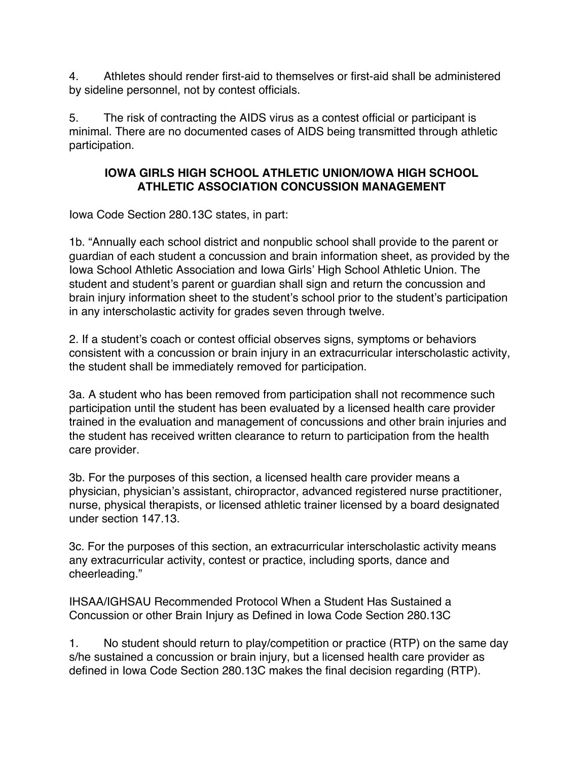4. Athletes should render first-aid to themselves or first-aid shall be administered by sideline personnel, not by contest officials.

5. The risk of contracting the AIDS virus as a contest official or participant is minimal. There are no documented cases of AIDS being transmitted through athletic participation.

## IOWA GIRLS HIGH SCHOOL ATHLETIC UNION/IOWA HIGH SCHOOL ATHLETIC ASSOCIATION CONCUSSION MANAGEMENT

Iowa Code Section 280.13C states, in part:

1b. "Annually each school district and nonpublic school shall provide to the parent or guardian of each student a concussion and brain information sheet, as provided by the Iowa School Athletic Association and Iowa Girls' High School Athletic Union. The student and student's parent or guardian shall sign and return the concussion and brain injury information sheet to the student's school prior to the student's participation in any interscholastic activity for grades seven through twelve.

2. If a student's coach or contest official observes signs, symptoms or behaviors consistent with a concussion or brain injury in an extracurricular interscholastic activity, the student shall be immediately removed for participation.

3a. A student who has been removed from participation shall not recommence such participation until the student has been evaluated by a licensed health care provider trained in the evaluation and management of concussions and other brain injuries and the student has received written clearance to return to participation from the health care provider.

3b. For the purposes of this section, a licensed health care provider means a physician, physician's assistant, chiropractor, advanced registered nurse practitioner, nurse, physical therapists, or licensed athletic trainer licensed by a board designated under section 147.13.

3c. For the purposes of this section, an extracurricular interscholastic activity means any extracurricular activity, contest or practice, including sports, dance and cheerleading."

IHSAA/IGHSAU Recommended Protocol When a Student Has Sustained a Concussion or other Brain Injury as Defined in Iowa Code Section 280.13C

1. No student should return to play/competition or practice (RTP) on the same day s/he sustained a concussion or brain injury, but a licensed health care provider as defined in Iowa Code Section 280.13C makes the final decision regarding (RTP).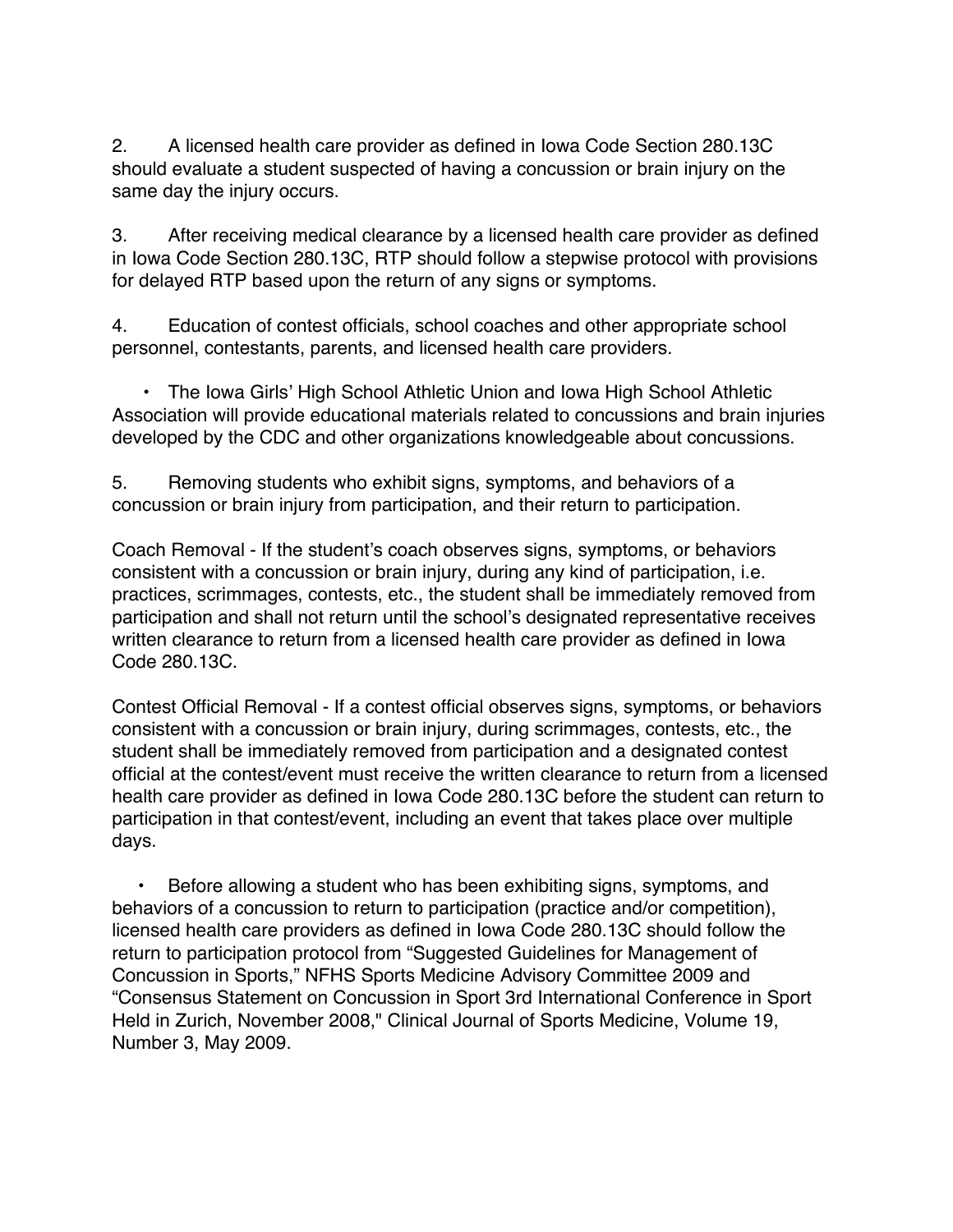2. A licensed health care provider as defined in Iowa Code Section 280.13C should evaluate a student suspected of having a concussion or brain injury on the same day the injury occurs.

3. After receiving medical clearance by a licensed health care provider as defined in Iowa Code Section 280.13C, RTP should follow a stepwise protocol with provisions for delayed RTP based upon the return of any signs or symptoms.

4. Education of contest officials, school coaches and other appropriate school personnel, contestants, parents, and licensed health care providers.

- The Iowa Girls' High School Athletic Union and Iowa High School Athletic Association will provide educational materials related to concussions and brain injuries developed by the CDC and other organizations knowledgeable about concussions.

5. Removing students who exhibit signs, symptoms, and behaviors of a concussion or brain injury from participation, and their return to participation.

Coach Removal - If the student's coach observes signs, symptoms, or behaviors consistent with a concussion or brain injury, during any kind of participation, i.e. practices, scrimmages, contests, etc., the student shall be immediately removed from participation and shall not return until the school's designated representative receives written clearance to return from a licensed health care provider as defined in Iowa Code 280.13C.

Contest Official Removal - If a contest official observes signs, symptoms, or behaviors consistent with a concussion or brain injury, during scrimmages, contests, etc., the student shall be immediately removed from participation and a designated contest official at the contest/event must receive the written clearance to return from a licensed health care provider as defined in Iowa Code 280.13C before the student can return to participation in that contest/event, including an event that takes place over multiple days.

- Before allowing a student who has been exhibiting signs, symptoms, and behaviors of a concussion to return to participation (practice and/or competition), licensed health care providers as defined in Iowa Code 280.13C should follow the return to participation protocol from "Suggested Guidelines for Management of Concussion in Sports," NFHS Sports Medicine Advisory Committee 2009 and "Consensus Statement on Concussion in Sport 3rd International Conference in Sport Held in Zurich, November 2008," Clinical Journal of Sports Medicine, Volume 19, Number 3, May 2009.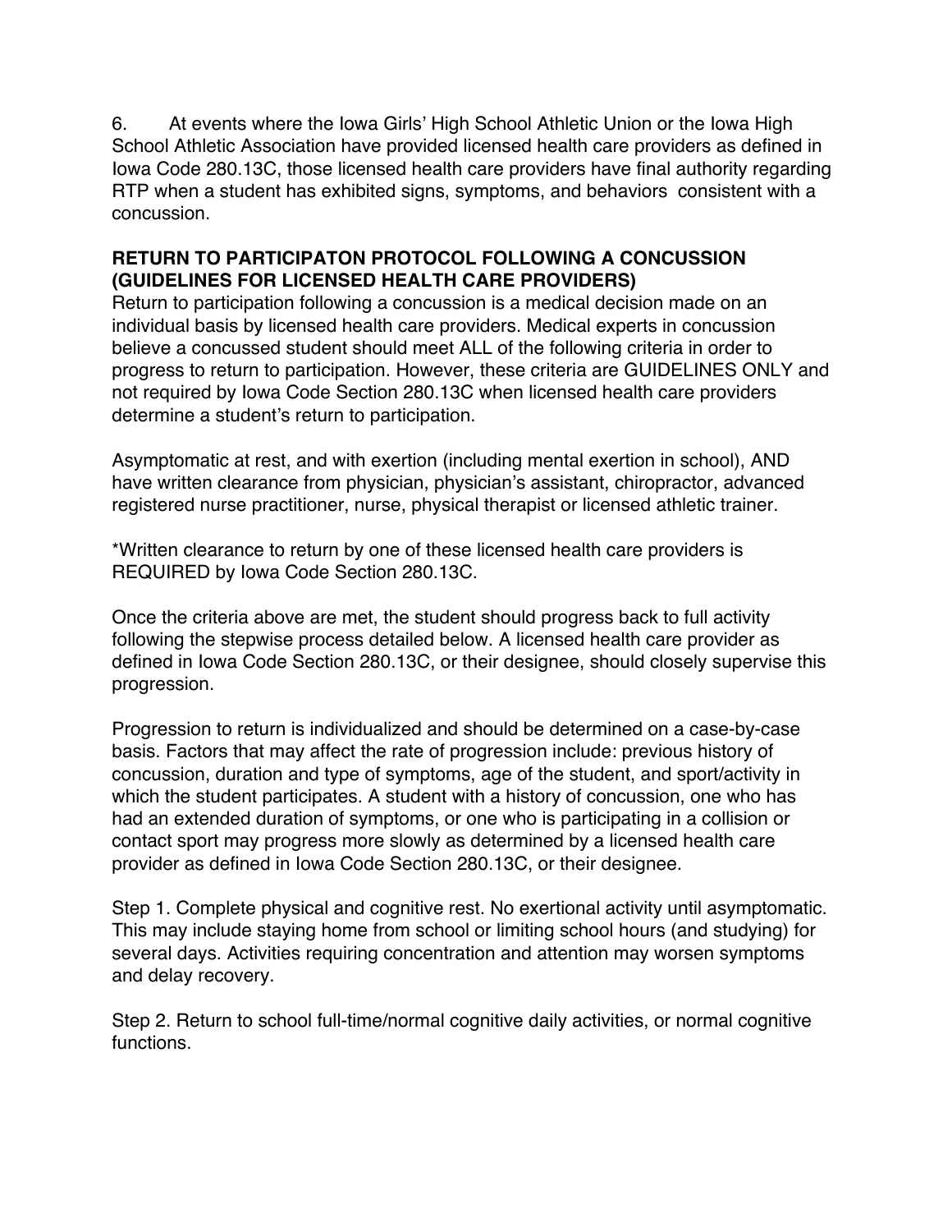6. At events where the Iowa Girls' High School Athletic Union or the Iowa High School Athletic Association have provided licensed health care providers as defined in Iowa Code 280.13C, those licensed health care providers have final authority regarding RTP when a student has exhibited signs, symptoms, and behaviors consistent with a concussion.

**RETURN TO PARTICIPATON PROTOCOL FOLLOWING A CONCUSSION (GUIDELINES FOR LICENSED HEALTH CARE PROVIDERS)**

Return to participation following a concussion is a medical decision made on an individual basis by licensed health care providers. Medical experts in concussion believe a concussed student should meet ALL of the following criteria in order to progress to return to participation. However, these criteria are GUIDELINES ONLY and not required by Iowa Code Section 280.13C when licensed health care providers determine a student's return to participation.

Asymptomatic at rest, and with exertion (including mental exertion in school), AND have written clearance from physician, physician's assistant, chiropractor, advanced registered nurse practitioner, nurse, physical therapist or licensed athletic trainer.

*Written clearance to return by one of these licensed health care providers is REQUIRED by Iowa Code Section 280.13C.

Once the criteria above are met, the student should progress back to full activity following the stepwise process detailed below. A licensed health care provider as defined in Iowa Code Section 280.13C, or their designee, should closely supervise this progression.

Progression to return is individualized and should be determined on a case-by-case basis. Factors that may affect the rate of progression include: previous history of concussion, duration and type of symptoms, age of the student, and sport/activity in which the student participates. A student with a history of concussion, one who has had an extended duration of symptoms, or one who is participating in a collision or contact sport may progress more slowly as determined by a licensed health care provider as defined in Iowa Code Section 280.13C, or their designee.

Step 1. Complete physical and cognitive rest. No exertional activity until asymptomatic. This may include staying home from school or limiting school hours (and studying) for several days. Activities requiring concentration and attention may worsen symptoms and delay recovery.

Step 2. Return to school full-time/normal cognitive daily activities, or normal cognitive functions.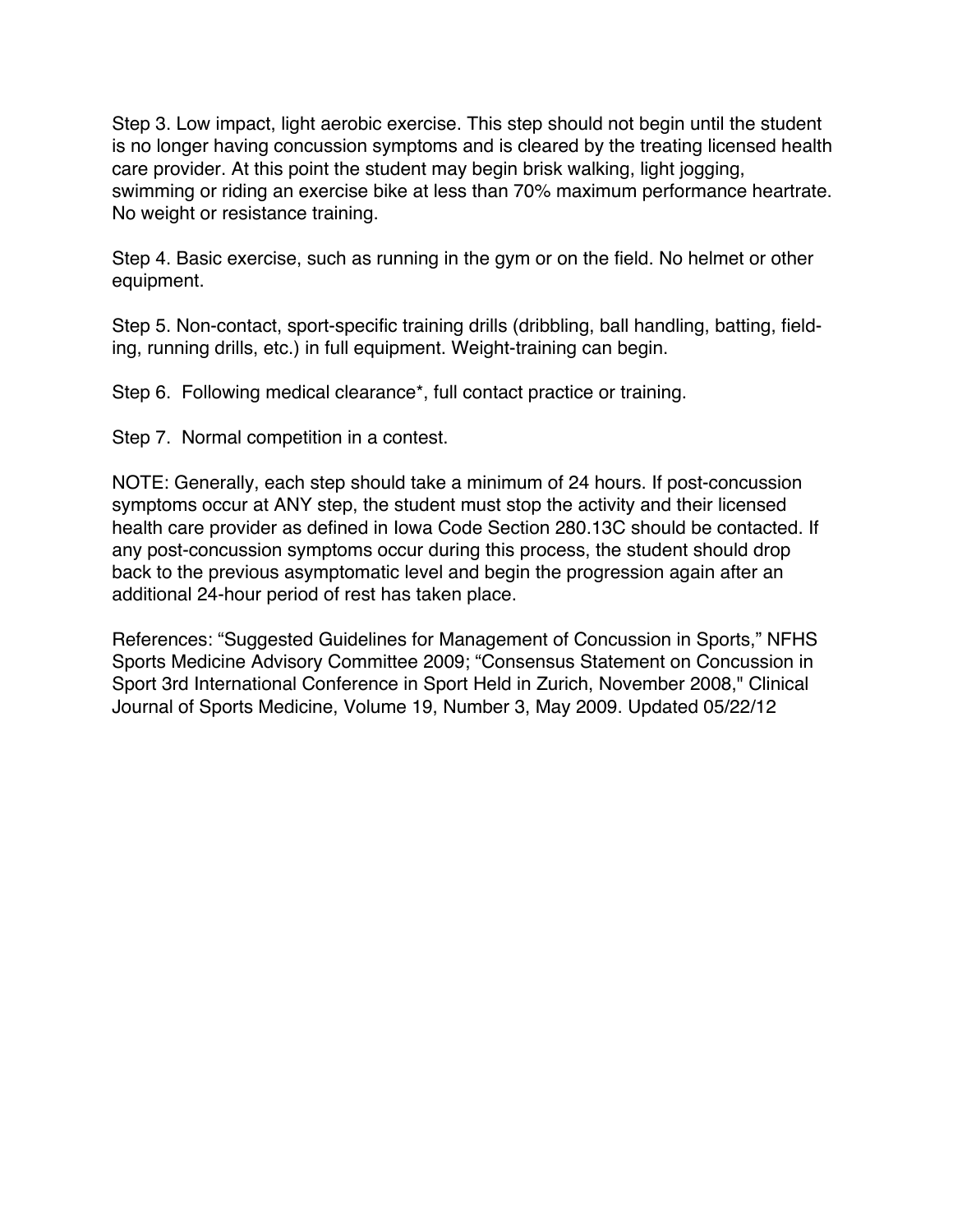Step 3. Low impact, light aerobic exercise. This step should not begin until the student is no longer having concussion symptoms and is cleared by the treating licensed health care provider. At this point the student may begin brisk walking, light jogging, swimming or riding an exercise bike at less than 70% maximum performance heartrate. No weight or resistance training.

Step 4. Basic exercise, such as running in the gym or on the field. No helmet or other equipment.

Step 5. Non-contact, sport-specific training drills (dribbling, ball handling, batting, fielding, running drills, etc.) in full equipment. Weight-training can begin.

Step 6. Following medical clearance*, full contact practice or training.

Step 7. Normal competition in a contest.

NOTE: Generally, each step should take a minimum of 24 hours. If post-concussion symptoms occur at ANY step, the student must stop the activity and their licensed health care provider as defined in Iowa Code Section 280.13C should be contacted. If any post-concussion symptoms occur during this process, the student should drop back to the previous asymptomatic level and begin the progression again after an additional 24-hour period of rest has taken place.

References: "Suggested Guidelines for Management of Concussion in Sports," NFHS Sports Medicine Advisory Committee 2009; "Consensus Statement on Concussion in Sport 3rd International Conference in Sport Held in Zurich, November 2008," Clinical Journal of Sports Medicine, Volume 19, Number 3, May 2009. Updated 05/22/12